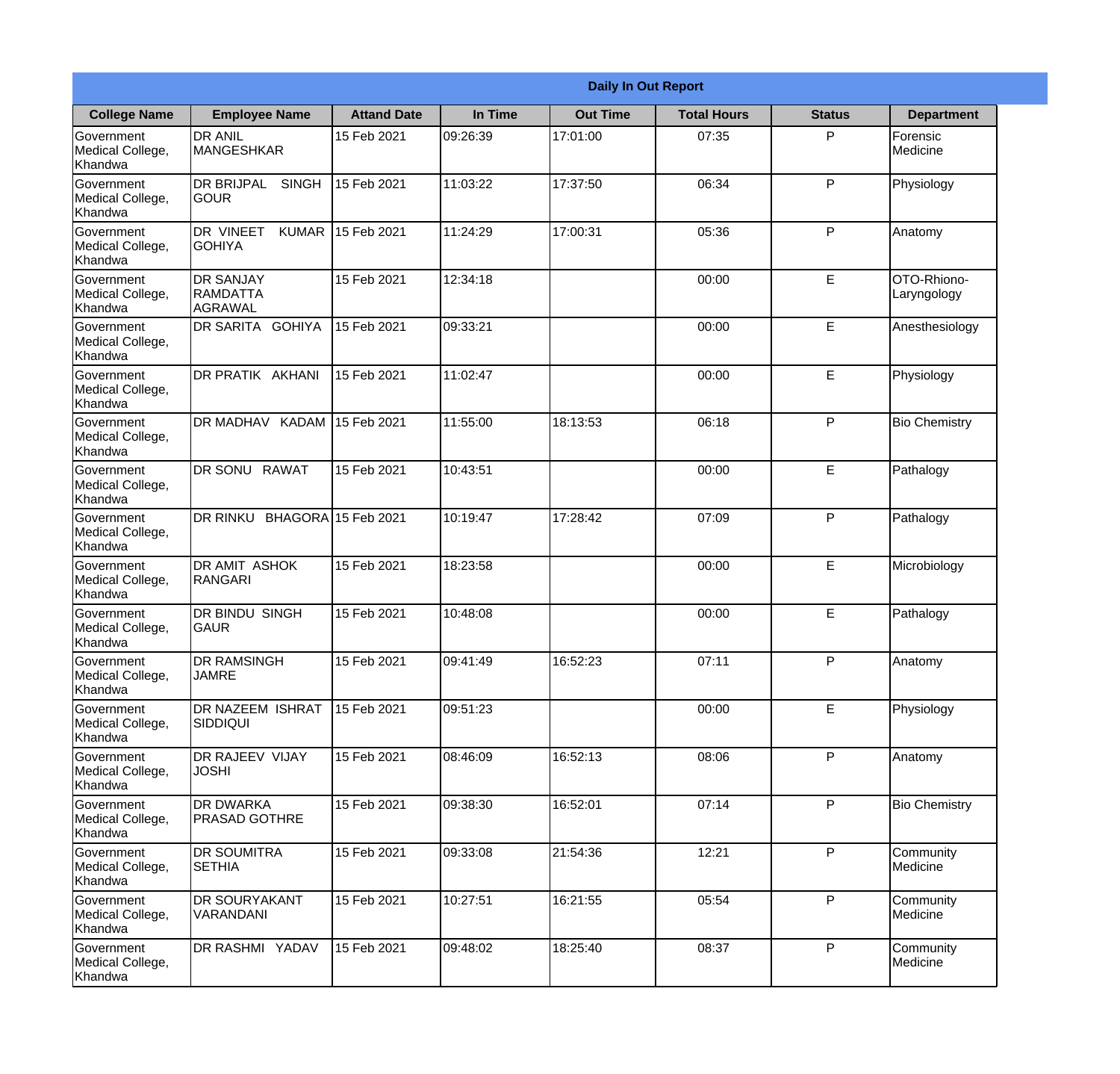| Daily In Out Report | | | | | | | |
|---|---|---|---|---|---|---|---|
| **College Name** | **Employee Name** | **Attand Date** | **In Time** | **Out Time** | **Total Hours** | **Status** | **Department** |
| Government Medical College, Khandwa | DR ANIL MANGESHKAR | 15 Feb 2021 | 09:26:39 | 17:01:00 | 07:35 | P | Forensic Medicine |
| Government Medical College, Khandwa | DR BRIJPAL SINGH GOUR | 15 Feb 2021 | 11:03:22 | 17:37:50 | 06:34 | P | Physiology |
| Government Medical College, Khandwa | DR VINEET KUMAR GOHIYA | 15 Feb 2021 | 11:24:29 | 17:00:31 | 05:36 | P | Anatomy |
| Government Medical College, Khandwa | DR SANJAY RAMDATTA AGRAWAL | 15 Feb 2021 | 12:34:18 | | 00:00 | E | OTO-Rhiono-Laryngology |
| Government Medical College, Khandwa | DR SARITA GOHIYA | 15 Feb 2021 | 09:33:21 | | 00:00 | E | Anesthesiology |
| Government Medical College, Khandwa | DR PRATIK AKHANI | 15 Feb 2021 | 11:02:47 | | 00:00 | E | Physiology |
| Government Medical College, Khandwa | DR MADHAV KADAM | 15 Feb 2021 | 11:55:00 | 18:13:53 | 06:18 | P | Bio Chemistry |
| Government Medical College, Khandwa | DR SONU RAWAT | 15 Feb 2021 | 10:43:51 | | 00:00 | E | Pathalogy |
| Government Medical College, Khandwa | DR RINKU BHAGORA | 15 Feb 2021 | 10:19:47 | 17:28:42 | 07:09 | P | Pathalogy |
| Government Medical College, Khandwa | DR AMIT ASHOK RANGARI | 15 Feb 2021 | 18:23:58 | | 00:00 | E | Microbiology |
| Government Medical College, Khandwa | DR BINDU SINGH GAUR | 15 Feb 2021 | 10:48:08 | | 00:00 | E | Pathalogy |
| Government Medical College, Khandwa | DR RAMSINGH JAMRE | 15 Feb 2021 | 09:41:49 | 16:52:23 | 07:11 | P | Anatomy |
| Government Medical College, Khandwa | DR NAZEEM ISHRAT SIDDIQUI | 15 Feb 2021 | 09:51:23 | | 00:00 | E | Physiology |
| Government Medical College, Khandwa | DR RAJEEV VIJAY JOSHI | 15 Feb 2021 | 08:46:09 | 16:52:13 | 08:06 | P | Anatomy |
| Government Medical College, Khandwa | DR DWARKA PRASAD GOTHRE | 15 Feb 2021 | 09:38:30 | 16:52:01 | 07:14 | P | Bio Chemistry |
| Government Medical College, Khandwa | DR SOUMITRA SETHIA | 15 Feb 2021 | 09:33:08 | 21:54:36 | 12:21 | P | Community Medicine |
| Government Medical College, Khandwa | DR SOURYAKANT VARANDANI | 15 Feb 2021 | 10:27:51 | 16:21:55 | 05:54 | P | Community Medicine |
| Government Medical College, Khandwa | DR RASHMI YADAV | 15 Feb 2021 | 09:48:02 | 18:25:40 | 08:37 | P | Community Medicine |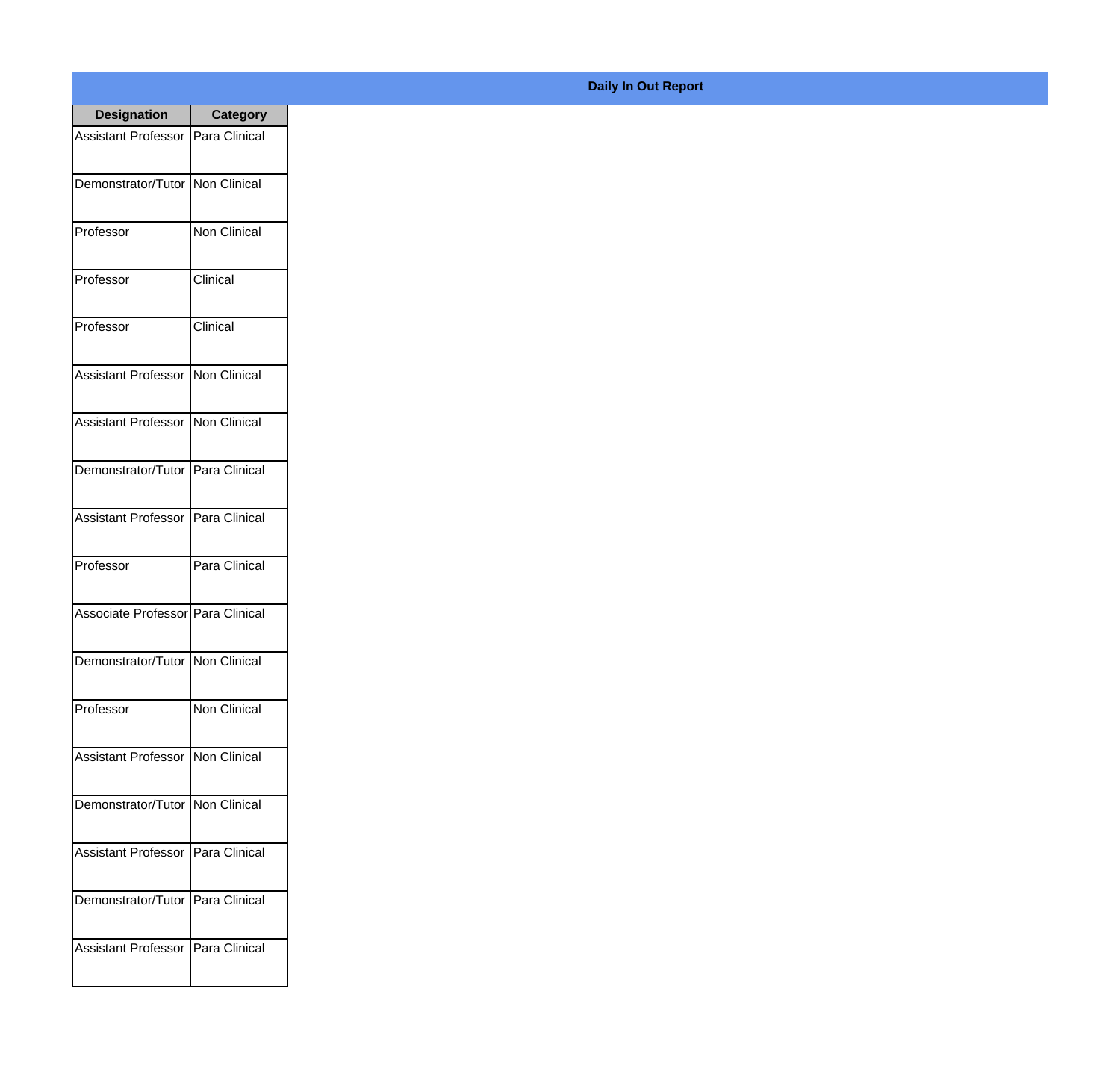## Daily In Out Report

| Designation | Category |
| --- | --- |
| Assistant Professor | Para Clinical |
| Demonstrator/Tutor | Non Clinical |
| Professor | Non Clinical |
| Professor | Clinical |
| Professor | Clinical |
| Assistant Professor | Non Clinical |
| Assistant Professor | Non Clinical |
| Demonstrator/Tutor | Para Clinical |
| Assistant Professor | Para Clinical |
| Professor | Para Clinical |
| Associate Professor | Para Clinical |
| Demonstrator/Tutor | Non Clinical |
| Professor | Non Clinical |
| Assistant Professor | Non Clinical |
| Demonstrator/Tutor | Non Clinical |
| Assistant Professor | Para Clinical |
| Demonstrator/Tutor | Para Clinical |
| Assistant Professor | Para Clinical |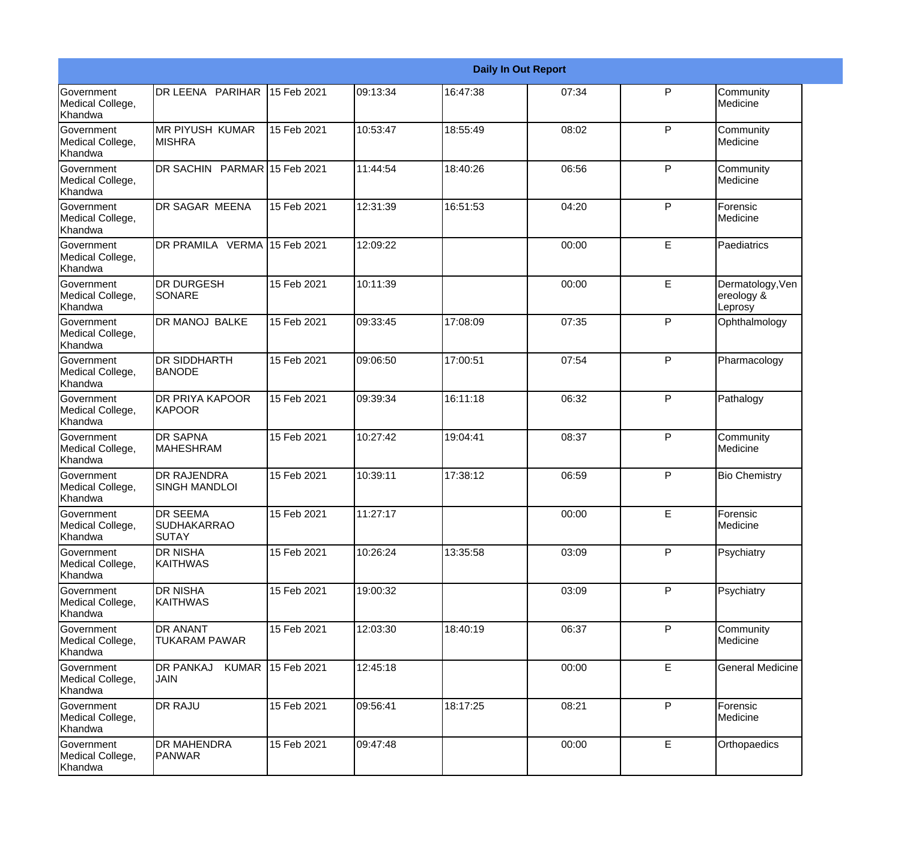| Daily In Out Report | | | | | | | |
|---|---|---|---|---|---|---|---|
| Government Medical College, Khandwa | DR LEENA PARIHAR | 15 Feb 2021 | 09:13:34 | 16:47:38 | 07:34 | P | Community Medicine |
| Government Medical College, Khandwa | MR PIYUSH KUMAR MISHRA | 15 Feb 2021 | 10:53:47 | 18:55:49 | 08:02 | P | Community Medicine |
| Government Medical College, Khandwa | DR SACHIN PARMAR | 15 Feb 2021 | 11:44:54 | 18:40:26 | 06:56 | P | Community Medicine |
| Government Medical College, Khandwa | DR SAGAR MEENA | 15 Feb 2021 | 12:31:39 | 16:51:53 | 04:20 | P | Forensic Medicine |
| Government Medical College, Khandwa | DR PRAMILA VERMA | 15 Feb 2021 | 12:09:22 | | 00:00 | E | Paediatrics |
| Government Medical College, Khandwa | DR DURGESH SONARE | 15 Feb 2021 | 10:11:39 | | 00:00 | E | Dermatology,Venereology & Leprosy |
| Government Medical College, Khandwa | DR MANOJ BALKE | 15 Feb 2021 | 09:33:45 | 17:08:09 | 07:35 | P | Ophthalmology |
| Government Medical College, Khandwa | DR SIDDHARTH BANODE | 15 Feb 2021 | 09:06:50 | 17:00:51 | 07:54 | P | Pharmacology |
| Government Medical College, Khandwa | DR PRIYA KAPOOR KAPOOR | 15 Feb 2021 | 09:39:34 | 16:11:18 | 06:32 | P | Pathalogy |
| Government Medical College, Khandwa | DR SAPNA MAHESHRAM | 15 Feb 2021 | 10:27:42 | 19:04:41 | 08:37 | P | Community Medicine |
| Government Medical College, Khandwa | DR RAJENDRA SINGH MANDLOI | 15 Feb 2021 | 10:39:11 | 17:38:12 | 06:59 | P | Bio Chemistry |
| Government Medical College, Khandwa | DR SEEMA SUDHAKARRAO SUTAY | 15 Feb 2021 | 11:27:17 | | 00:00 | E | Forensic Medicine |
| Government Medical College, Khandwa | DR NISHA KAITHWAS | 15 Feb 2021 | 10:26:24 | 13:35:58 | 03:09 | P | Psychiatry |
| Government Medical College, Khandwa | DR NISHA KAITHWAS | 15 Feb 2021 | 19:00:32 | | 03:09 | P | Psychiatry |
| Government Medical College, Khandwa | DR ANANT TUKARAM PAWAR | 15 Feb 2021 | 12:03:30 | 18:40:19 | 06:37 | P | Community Medicine |
| Government Medical College, Khandwa | DR PANKAJ KUMAR JAIN | 15 Feb 2021 | 12:45:18 | | 00:00 | E | General Medicine |
| Government Medical College, Khandwa | DR RAJU | 15 Feb 2021 | 09:56:41 | 18:17:25 | 08:21 | P | Forensic Medicine |
| Government Medical College, Khandwa | DR MAHENDRA PANWAR | 15 Feb 2021 | 09:47:48 | | 00:00 | E | Orthopaedics |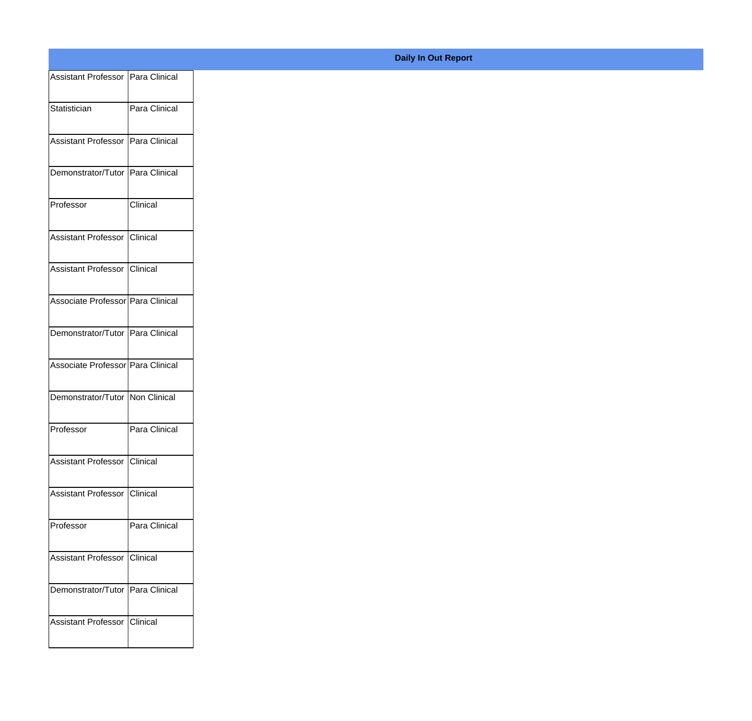**Daily In Out Report**

| | |
|---|---|
| Assistant Professor | Para Clinical |
| Statistician | Para Clinical |
| Assistant Professor | Para Clinical |
| Demonstrator/Tutor | Para Clinical |
| Professor | Clinical |
| Assistant Professor | Clinical |
| Assistant Professor | Clinical |
| Associate Professor | Para Clinical |
| Demonstrator/Tutor | Para Clinical |
| Associate Professor | Para Clinical |
| Demonstrator/Tutor | Non Clinical |
| Professor | Para Clinical |
| Assistant Professor | Clinical |
| Assistant Professor | Clinical |
| Professor | Para Clinical |
| Assistant Professor | Clinical |
| Demonstrator/Tutor | Para Clinical |
| Assistant Professor | Clinical |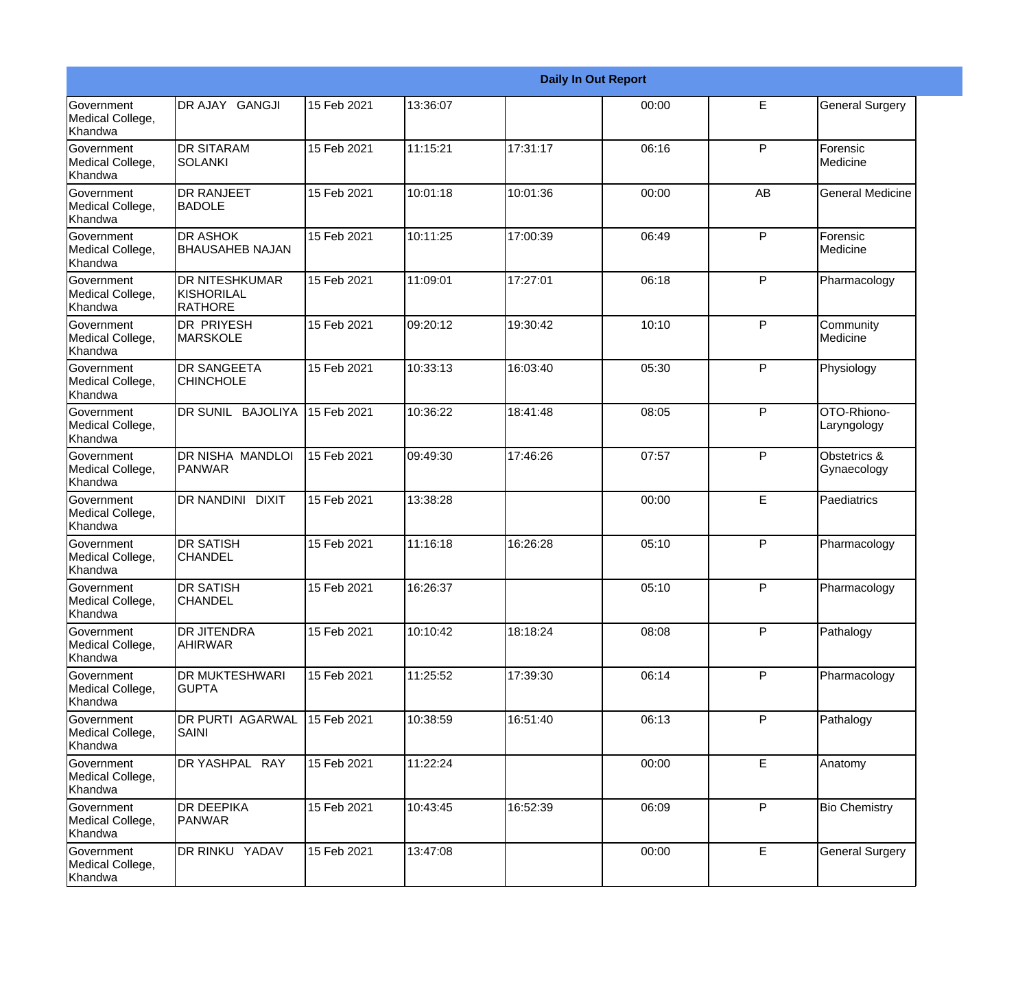| Daily In Out Report | | | | | | | |
|---|---|---|---|---|---|---|---|
| Government Medical College, Khandwa | DR AJAY GANGJI | 15 Feb 2021 | 13:36:07 | | 00:00 | E | General Surgery |
| Government Medical College, Khandwa | DR SITARAM SOLANKI | 15 Feb 2021 | 11:15:21 | 17:31:17 | 06:16 | P | Forensic Medicine |
| Government Medical College, Khandwa | DR RANJEET BADOLE | 15 Feb 2021 | 10:01:18 | 10:01:36 | 00:00 | AB | General Medicine |
| Government Medical College, Khandwa | DR ASHOK BHAUSAHEB NAJAN | 15 Feb 2021 | 10:11:25 | 17:00:39 | 06:49 | P | Forensic Medicine |
| Government Medical College, Khandwa | DR NITESHKUMAR KISHORILAL RATHORE | 15 Feb 2021 | 11:09:01 | 17:27:01 | 06:18 | P | Pharmacology |
| Government Medical College, Khandwa | DR PRIYESH MARSKOLE | 15 Feb 2021 | 09:20:12 | 19:30:42 | 10:10 | P | Community Medicine |
| Government Medical College, Khandwa | DR SANGEETA CHINCHOLE | 15 Feb 2021 | 10:33:13 | 16:03:40 | 05:30 | P | Physiology |
| Government Medical College, Khandwa | DR SUNIL BAJOLIYA | 15 Feb 2021 | 10:36:22 | 18:41:48 | 08:05 | P | OTO-Rhiono-Laryngology |
| Government Medical College, Khandwa | DR NISHA MANDLOI PANWAR | 15 Feb 2021 | 09:49:30 | 17:46:26 | 07:57 | P | Obstetrics & Gynaecology |
| Government Medical College, Khandwa | DR NANDINI DIXIT | 15 Feb 2021 | 13:38:28 | | 00:00 | E | Paediatrics |
| Government Medical College, Khandwa | DR SATISH CHANDEL | 15 Feb 2021 | 11:16:18 | 16:26:28 | 05:10 | P | Pharmacology |
| Government Medical College, Khandwa | DR SATISH CHANDEL | 15 Feb 2021 | 16:26:37 | | 05:10 | P | Pharmacology |
| Government Medical College, Khandwa | DR JITENDRA AHIRWAR | 15 Feb 2021 | 10:10:42 | 18:18:24 | 08:08 | P | Pathalogy |
| Government Medical College, Khandwa | DR MUKTESHWARI GUPTA | 15 Feb 2021 | 11:25:52 | 17:39:30 | 06:14 | P | Pharmacology |
| Government Medical College, Khandwa | DR PURTI AGARWAL SAINI | 15 Feb 2021 | 10:38:59 | 16:51:40 | 06:13 | P | Pathalogy |
| Government Medical College, Khandwa | DR YASHPAL RAY | 15 Feb 2021 | 11:22:24 | | 00:00 | E | Anatomy |
| Government Medical College, Khandwa | DR DEEPIKA PANWAR | 15 Feb 2021 | 10:43:45 | 16:52:39 | 06:09 | P | Bio Chemistry |
| Government Medical College, Khandwa | DR RINKU YADAV | 15 Feb 2021 | 13:47:08 | | 00:00 | E | General Surgery |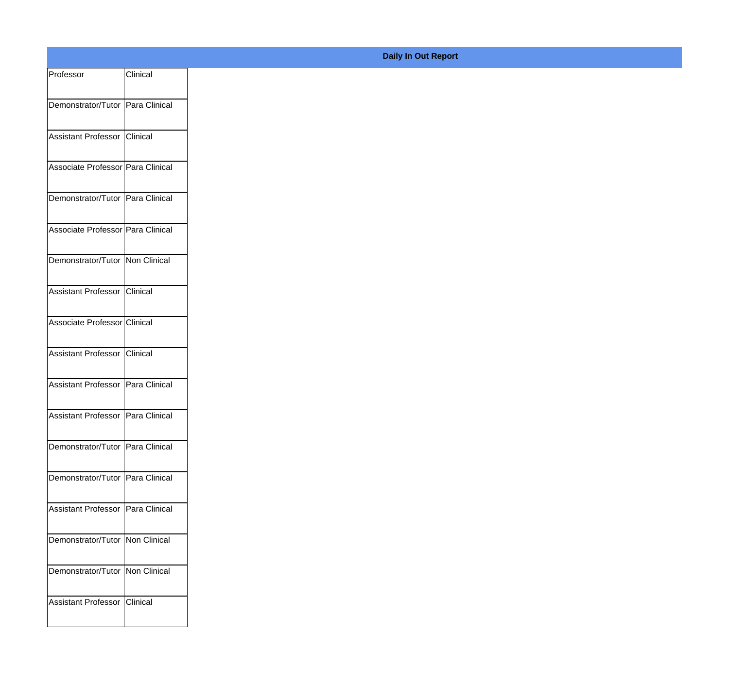**Daily In Out Report**

| | |
|---|---|
| Professor | Clinical |
| Demonstrator/Tutor | Para Clinical |
| Assistant Professor | Clinical |
| Associate Professor | Para Clinical |
| Demonstrator/Tutor | Para Clinical |
| Associate Professor | Para Clinical |
| Demonstrator/Tutor | Non Clinical |
| Assistant Professor | Clinical |
| Associate Professor | Clinical |
| Assistant Professor | Clinical |
| Assistant Professor | Para Clinical |
| Assistant Professor | Para Clinical |
| Demonstrator/Tutor | Para Clinical |
| Demonstrator/Tutor | Para Clinical |
| Assistant Professor | Para Clinical |
| Demonstrator/Tutor | Non Clinical |
| Demonstrator/Tutor | Non Clinical |
| Assistant Professor | Clinical |